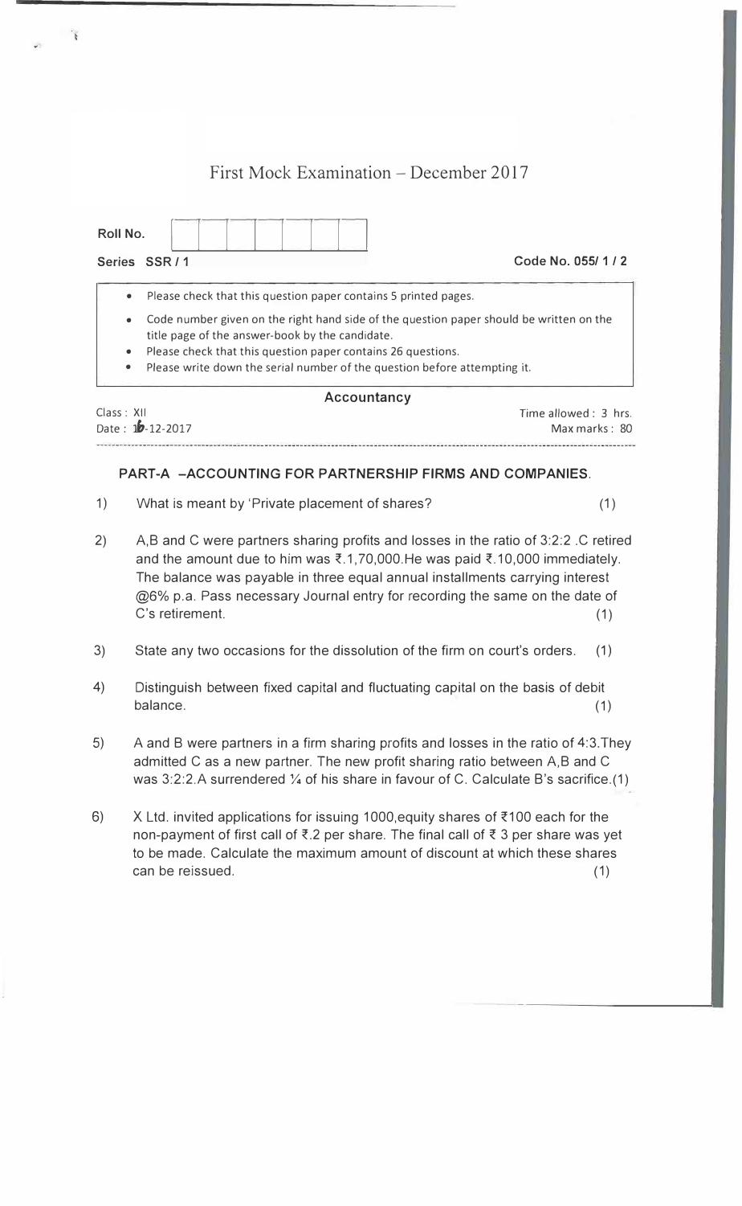# First Mock Examination – December 2017

**Roll No.** | | | | | | | |

**Series SSR / 1** **Code No. 055/ 1 / 2**

- Please check that this question paper contains 5 printed pages.
- Code number given on the right hand side of the question paper should be written on the title page of the answer-book by the candidate.
- Please check that this question paper contains 26 questions.
- Please write down the serial number of the question before attempting it.

## Accountancy

Class : XII Time allowed : 3 hrs.

Date : 16-12-2017 Max marks : 80

---

### PART-A –ACCOUNTING FOR PARTNERSHIP FIRMS AND COMPANIES.

1) What is meant by 'Private placement of shares? (1)

2) A,B and C were partners sharing profits and losses in the ratio of 3:2:2 .C retired and the amount due to him was ₹.1,70,000.He was paid ₹.10,000 immediately. The balance was payable in three equal annual installments carrying interest @6% p.a. Pass necessary Journal entry for recording the same on the date of C's retirement. (1)

3) State any two occasions for the dissolution of the firm on court's orders. (1)

4) Distinguish between fixed capital and fluctuating capital on the basis of debit balance. (1)

5) A and B were partners in a firm sharing profits and losses in the ratio of 4:3.They admitted C as a new partner. The new profit sharing ratio between A,B and C was 3:2:2.A surrendered ¼ of his share in favour of C. Calculate B's sacrifice.(1)

6) X Ltd. invited applications for issuing 1000,equity shares of ₹100 each for the non-payment of first call of ₹.2 per share. The final call of ₹ 3 per share was yet to be made. Calculate the maximum amount of discount at which these shares can be reissued. (1)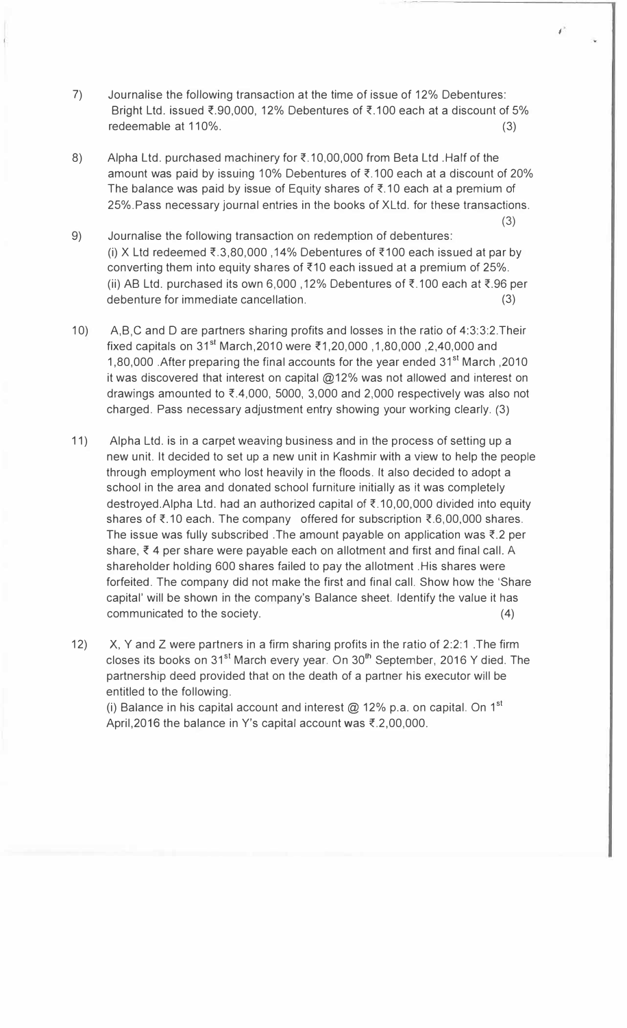7) Journalise the following transaction at the time of issue of 12% Debentures: Bright Ltd. issued ₹.90,000, 12% Debentures of ₹.100 each at a discount of 5% redeemable at 110%. (3)

8) Alpha Ltd. purchased machinery for ₹.10,00,000 from Beta Ltd .Half of the amount was paid by issuing 10% Debentures of ₹.100 each at a discount of 20% The balance was paid by issue of Equity shares of ₹.10 each at a premium of 25%.Pass necessary journal entries in the books of XLtd. for these transactions. (3)

9) Journalise the following transaction on redemption of debentures:
(i) X Ltd redeemed ₹.3,80,000 ,14% Debentures of ₹100 each issued at par by converting them into equity shares of ₹10 each issued at a premium of 25%.
(ii) AB Ltd. purchased its own 6,000 ,12% Debentures of ₹.100 each at ₹.96 per debenture for immediate cancellation. (3)

10) A,B,C and D are partners sharing profits and losses in the ratio of 4:3:3:2.Their fixed capitals on 31st March,2010 were ₹1,20,000 ,1,80,000 ,2,40,000 and 1,80,000 .After preparing the final accounts for the year ended 31st March ,2010 it was discovered that interest on capital @12% was not allowed and interest on drawings amounted to ₹.4,000, 5000, 3,000 and 2,000 respectively was also not charged. Pass necessary adjustment entry showing your working clearly. (3)

11) Alpha Ltd. is in a carpet weaving business and in the process of setting up a new unit. It decided to set up a new unit in Kashmir with a view to help the people through employment who lost heavily in the floods. It also decided to adopt a school in the area and donated school furniture initially as it was completely destroyed.Alpha Ltd. had an authorized capital of ₹.10,00,000 divided into equity shares of ₹.10 each. The company offered for subscription ₹.6,00,000 shares. The issue was fully subscribed .The amount payable on application was ₹.2 per share, ₹ 4 per share were payable each on allotment and first and final call. A shareholder holding 600 shares failed to pay the allotment .His shares were forfeited. The company did not make the first and final call. Show how the 'Share capital' will be shown in the company's Balance sheet. Identify the value it has communicated to the society. (4)

12) X, Y and Z were partners in a firm sharing profits in the ratio of 2:2:1 .The firm closes its books on 31st March every year. On 30th September, 2016 Y died. The partnership deed provided that on the death of a partner his executor will be entitled to the following.
(i) Balance in his capital account and interest @ 12% p.a. on capital. On 1st April,2016 the balance in Y's capital account was ₹.2,00,000.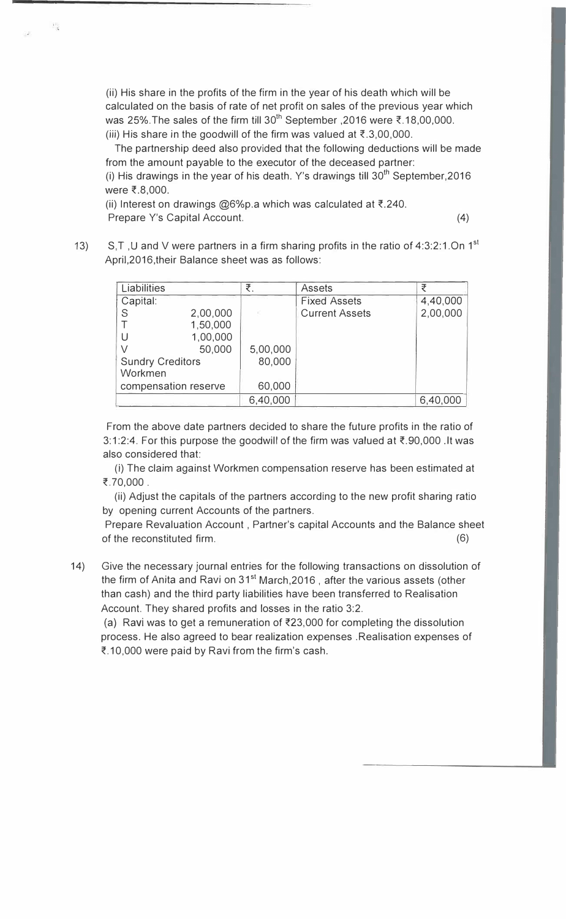(ii) His share in the profits of the firm in the year of his death which will be calculated on the basis of rate of net profit on sales of the previous year which was 25%.The sales of the firm till 30th September ,2016 were ₹.18,00,000.
(iii) His share in the goodwill of the firm was valued at ₹.3,00,000.

The partnership deed also provided that the following deductions will be made from the amount payable to the executor of the deceased partner:
(i) His drawings in the year of his death. Y's drawings till 30th September,2016 were ₹.8,000.
(ii) Interest on drawings @6%p.a which was calculated at ₹.240.
Prepare Y's Capital Account. (4)

13) S,T ,U and V were partners in a firm sharing profits in the ratio of 4:3:2:1.On 1st April,2016,their Balance sheet was as follows:

| Liabilities | | ₹. | Assets | ₹ |
|---|---|---|---|---|
| Capital: | | | Fixed Assets | 4,40,000 |
| S | 2,00,000 | | Current Assets | 2,00,000 |
| T | 1,50,000 | | | |
| U | 1,00,000 | | | |
| V | 50,000 | 5,00,000 | | |
| Sundry Creditors | | 80,000 | | |
| Workmen compensation reserve | | 60,000 | | |
| | | 6,40,000 | | 6,40,000 |

From the above date partners decided to share the future profits in the ratio of 3:1:2:4. For this purpose the goodwill of the firm was valued at ₹.90,000 .It was also considered that:

(i) The claim against Workmen compensation reserve has been estimated at ₹.70,000 .

(ii) Adjust the capitals of the partners according to the new profit sharing ratio by opening current Accounts of the partners.

Prepare Revaluation Account , Partner's capital Accounts and the Balance sheet of the reconstituted firm. (6)

14) Give the necessary journal entries for the following transactions on dissolution of the firm of Anita and Ravi on 31st March,2016 , after the various assets (other than cash) and the third party liabilities have been transferred to Realisation Account. They shared profits and losses in the ratio 3:2.

(a) Ravi was to get a remuneration of ₹23,000 for completing the dissolution process. He also agreed to bear realization expenses .Realisation expenses of ₹.10,000 were paid by Ravi from the firm's cash.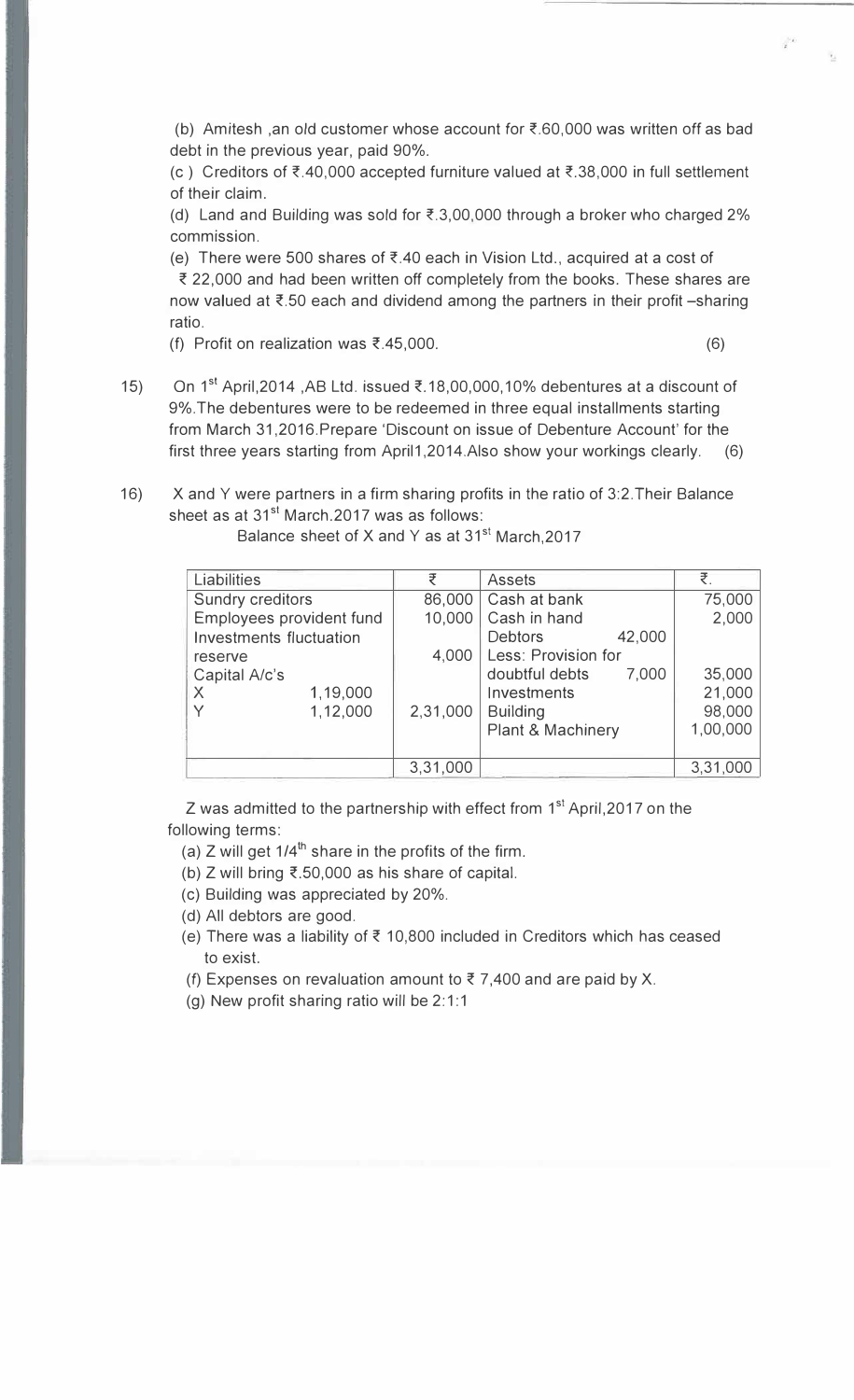(b) Amitesh ,an old customer whose account for ₹.60,000 was written off as bad debt in the previous year, paid 90%.

(c ) Creditors of ₹.40,000 accepted furniture valued at ₹.38,000 in full settlement of their claim.

(d) Land and Building was sold for ₹.3,00,000 through a broker who charged 2% commission.

(e) There were 500 shares of ₹.40 each in Vision Ltd., acquired at a cost of ₹ 22,000 and had been written off completely from the books. These shares are now valued at ₹.50 each and dividend among the partners in their profit –sharing ratio.

(f) Profit on realization was ₹.45,000. (6)

15) On 1st April,2014 ,AB Ltd. issued ₹.18,00,000,10% debentures at a discount of 9%.The debentures were to be redeemed in three equal installments starting from March 31,2016.Prepare 'Discount on issue of Debenture Account' for the first three years starting from April1,2014.Also show your workings clearly. (6)

16) X and Y were partners in a firm sharing profits in the ratio of 3:2.Their Balance sheet as at 31st March.2017 was as follows:

Balance sheet of X and Y as at 31st March,2017

| Liabilities | | ₹ | Assets | | ₹. |
|---|---|---|---|---|---|
| Sundry creditors | | 86,000 | Cash at bank | | 75,000 |
| Employees provident fund | | 10,000 | Cash in hand | | 2,000 |
| Investments fluctuation reserve | | 4,000 | Debtors | 42,000 | |
| Capital A/c's | | | Less: Provision for doubtful debts | 7,000 | 35,000 |
| X | 1,19,000 | | Investments | | 21,000 |
| Y | 1,12,000 | 2,31,000 | Building | | 98,000 |
| | | | Plant & Machinery | | 1,00,000 |
| | | 3,31,000 | | | 3,31,000 |

Z was admitted to the partnership with effect from 1st April,2017 on the following terms:

(a) Z will get 1/4th share in the profits of the firm.

(b) Z will bring ₹.50,000 as his share of capital.

(c) Building was appreciated by 20%.

(d) All debtors are good.

(e) There was a liability of ₹ 10,800 included in Creditors which has ceased to exist.

(f) Expenses on revaluation amount to ₹ 7,400 and are paid by X.

(g) New profit sharing ratio will be 2:1:1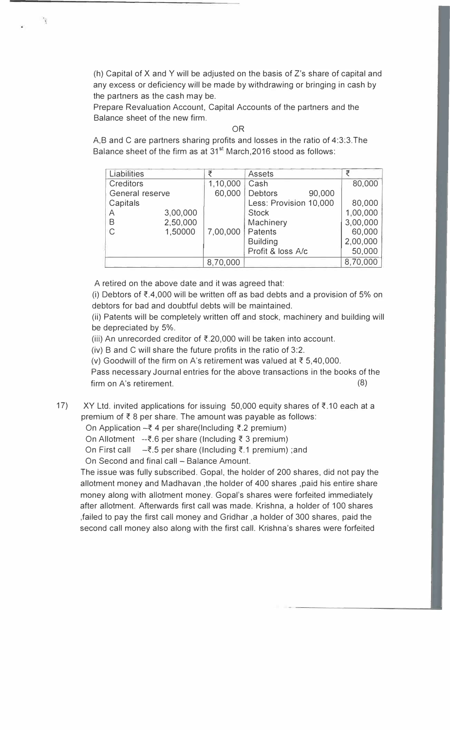(h) Capital of X and Y will be adjusted on the basis of Z's share of capital and any excess or deficiency will be made by withdrawing or bringing in cash by the partners as the cash may be.

Prepare Revaluation Account, Capital Accounts of the partners and the Balance sheet of the new firm.

OR

A,B and C are partners sharing profits and losses in the ratio of 4:3:3.The Balance sheet of the firm as at 31st March,2016 stood as follows:

| Liabilities | | ₹ | Assets | | ₹ |
|---|---|---|---|---|---|
| Creditors | | 1,10,000 | Cash | | 80,000 |
| General reserve | | 60,000 | Debtors | 90,000 | |
| Capitals | | | Less: Provision | 10,000 | 80,000 |
| A | 3,00,000 | | Stock | | 1,00,000 |
| B | 2,50,000 | | Machinery | | 3,00,000 |
| C | 1,50000 | 7,00,000 | Patents | | 60,000 |
| | | | Building | | 2,00,000 |
| | | | Profit & loss A/c | | 50,000 |
| | | 8,70,000 | | | 8,70,000 |

A retired on the above date and it was agreed that:

(i) Debtors of ₹.4,000 will be written off as bad debts and a provision of 5% on debtors for bad and doubtful debts will be maintained.

(ii) Patents will be completely written off and stock, machinery and building will be depreciated by 5%.

(iii) An unrecorded creditor of ₹.20,000 will be taken into account.

(iv) B and C will share the future profits in the ratio of 3:2.

(v) Goodwill of the firm on A's retirement was valued at ₹ 5,40,000.

Pass necessary Journal entries for the above transactions in the books of the firm on A's retirement. (8)

17) XY Ltd. invited applications for issuing 50,000 equity shares of ₹.10 each at a premium of ₹ 8 per share. The amount was payable as follows:

On Application –₹ 4 per share(Including ₹.2 premium)

On Allotment --₹.6 per share (Including ₹ 3 premium)

On First call –₹.5 per share (Including ₹.1 premium) ;and

On Second and final call – Balance Amount.

The issue was fully subscribed. Gopal, the holder of 200 shares, did not pay the allotment money and Madhavan ,the holder of 400 shares ,paid his entire share money along with allotment money. Gopal's shares were forfeited immediately after allotment. Afterwards first call was made. Krishna, a holder of 100 shares ,failed to pay the first call money and Gridhar ,a holder of 300 shares, paid the second call money also along with the first call. Krishna's shares were forfeited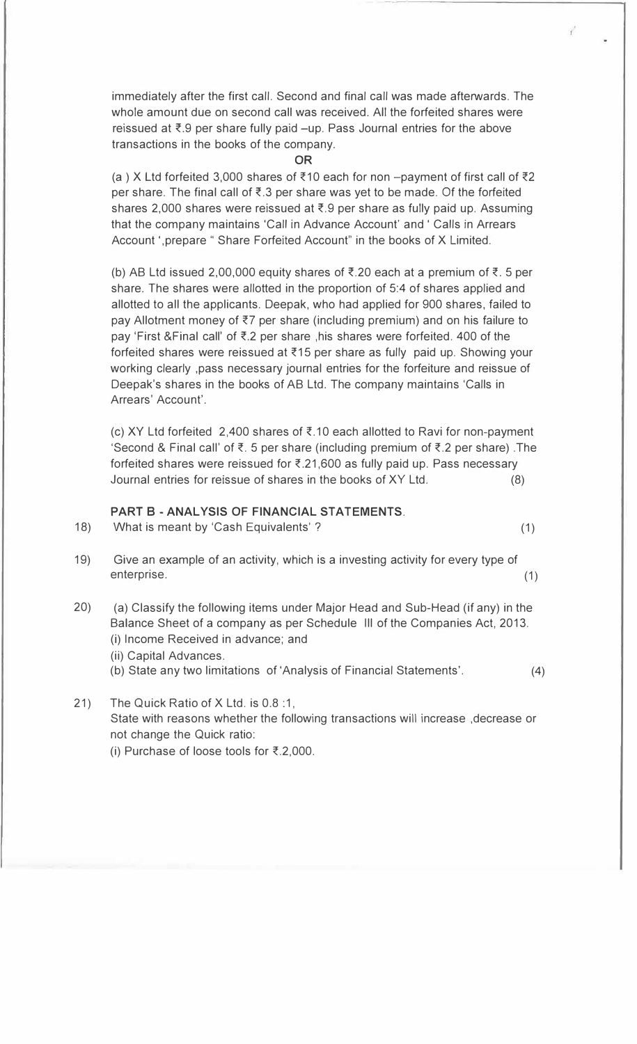immediately after the first call. Second and final call was made afterwards. The whole amount due on second call was received. All the forfeited shares were reissued at ₹.9 per share fully paid –up. Pass Journal entries for the above transactions in the books of the company.

**OR**

(a ) X Ltd forfeited 3,000 shares of ₹10 each for non –payment of first call of ₹2 per share. The final call of ₹.3 per share was yet to be made. Of the forfeited shares 2,000 shares were reissued at ₹.9 per share as fully paid up. Assuming that the company maintains 'Call in Advance Account' and ' Calls in Arrears Account ',prepare " Share Forfeited Account" in the books of X Limited.

(b) AB Ltd issued 2,00,000 equity shares of ₹.20 each at a premium of ₹. 5 per share. The shares were allotted in the proportion of 5:4 of shares applied and allotted to all the applicants. Deepak, who had applied for 900 shares, failed to pay Allotment money of ₹7 per share (including premium) and on his failure to pay 'First &Final call' of ₹.2 per share ,his shares were forfeited. 400 of the forfeited shares were reissued at ₹15 per share as fully paid up. Showing your working clearly ,pass necessary journal entries for the forfeiture and reissue of Deepak's shares in the books of AB Ltd. The company maintains 'Calls in Arrears' Account'.

(c) XY Ltd forfeited 2,400 shares of ₹.10 each allotted to Ravi for non-payment 'Second & Final call' of ₹. 5 per share (including premium of ₹.2 per share) .The forfeited shares were reissued for ₹.21,600 as fully paid up. Pass necessary Journal entries for reissue of shares in the books of XY Ltd. (8)

## PART B - ANALYSIS OF FINANCIAL STATEMENTS.

18) What is meant by 'Cash Equivalents' ? (1)

19) Give an example of an activity, which is a investing activity for every type of enterprise. (1)

20) (a) Classify the following items under Major Head and Sub-Head (if any) in the Balance Sheet of a company as per Schedule III of the Companies Act, 2013.
(i) Income Received in advance; and
(ii) Capital Advances.
(b) State any two limitations of 'Analysis of Financial Statements'. (4)

21) The Quick Ratio of X Ltd. is 0.8 :1,
State with reasons whether the following transactions will increase ,decrease or not change the Quick ratio:
(i) Purchase of loose tools for ₹.2,000.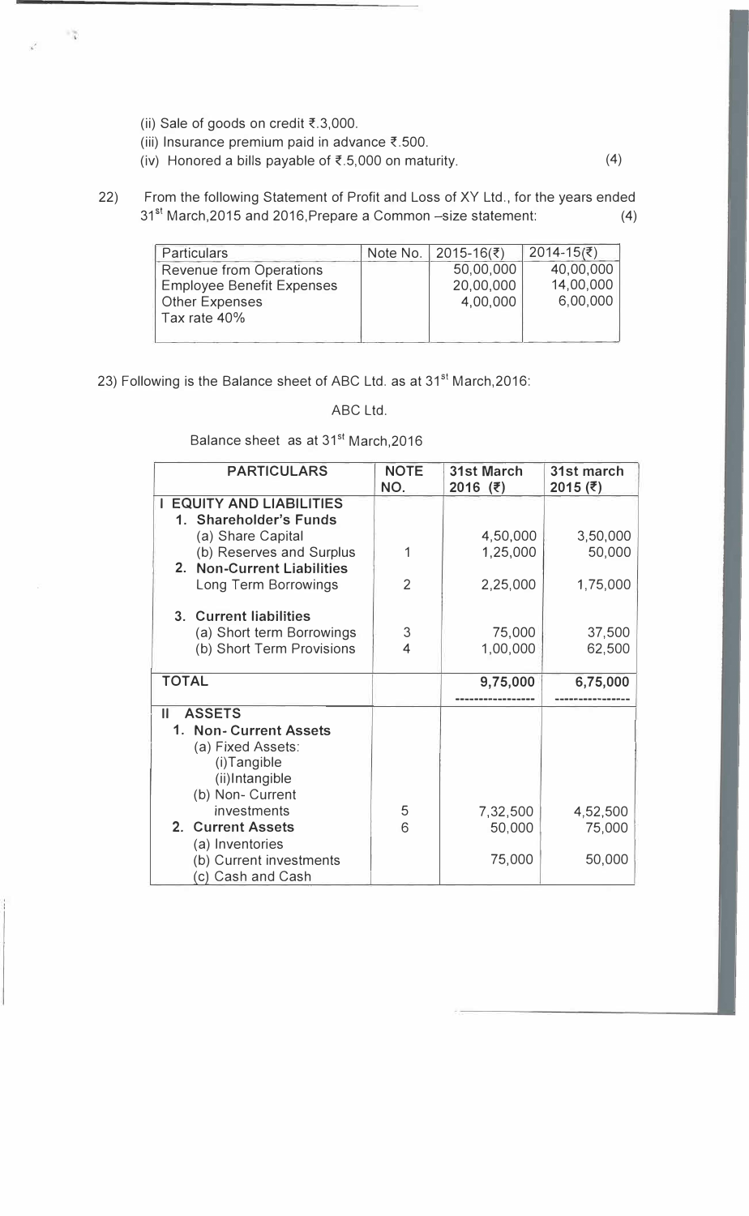(ii) Sale of goods on credit ₹.3,000.

(iii) Insurance premium paid in advance ₹.500.

(iv) Honored a bills payable of ₹.5,000 on maturity. (4)

22) From the following Statement of Profit and Loss of XY Ltd., for the years ended 31st March,2015 and 2016,Prepare a Common –size statement: (4)

| Particulars | Note No. | 2015-16(₹) | 2014-15(₹) |
|---|---|---|---|
| Revenue from Operations | | 50,00,000 | 40,00,000 |
| Employee Benefit Expenses | | 20,00,000 | 14,00,000 |
| Other Expenses | | 4,00,000 | 6,00,000 |
| Tax rate 40% | | | |

23) Following is the Balance sheet of ABC Ltd. as at 31st March,2016:

ABC Ltd.

Balance sheet as at 31st March,2016

| PARTICULARS | NOTE NO. | 31st March 2016 (₹) | 31st march 2015 (₹) |
|---|---|---|---|
| **I EQUITY AND LIABILITIES** | | | |
| **1. Shareholder's Funds** | | | |
| (a) Share Capital | | 4,50,000 | 3,50,000 |
| (b) Reserves and Surplus | 1 | 1,25,000 | 50,000 |
| **2. Non-Current Liabilities** | | | |
| Long Term Borrowings | 2 | 2,25,000 | 1,75,000 |
| **3. Current liabilities** | | | |
| (a) Short term Borrowings | 3 | 75,000 | 37,500 |
| (b) Short Term Provisions | 4 | 1,00,000 | 62,500 |
| **TOTAL** | | **9,75,000** | **6,75,000** |
| **II ASSETS** | | | |
| **1. Non- Current Assets** | | | |
| (a) Fixed Assets: | | | |
| (i)Tangible | | | |
| (ii)Intangible | | | |
| (b) Non- Current investments | 5 | 7,32,500 | 4,52,500 |
| **2. Current Assets** | 6 | 50,000 | 75,000 |
| (a) Inventories | | | |
| (b) Current investments | | 75,000 | 50,000 |
| (c) Cash and Cash | | | |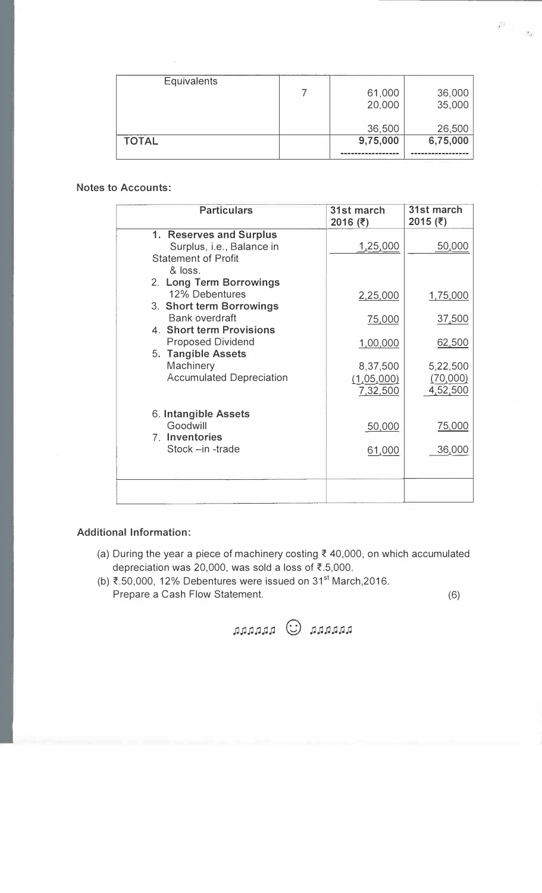| | | | |
|---|---|---|---|
| Equivalents | | | |
| | 7 | 61,000 | 36,000 |
| | | 20,000 | 35,000 |
| | | 36,500 | 26,500 |
| **TOTAL** | | **9,75,000** | **6,75,000** |

**Notes to Accounts:**

| Particulars | 31st march 2016 (₹) | 31st march 2015 (₹) |
|---|---|---|
| 1. **Reserves and Surplus** | | |
| Surplus, i.e., Balance in Statement of Profit & loss. | 1,25,000 | 50,000 |
| 2. **Long Term Borrowings** | | |
| 12% Debentures | 2,25,000 | 1,75,000 |
| 3. **Short term Borrowings** | | |
| Bank overdraft | 75,000 | 37,500 |
| 4. **Short term Provisions** | | |
| Proposed Dividend | 1,00,000 | 62,500 |
| 5. **Tangible Assets** | | |
| Machinery | 8,37,500 | 5,22,500 |
| Accumulated Depreciation | (1,05,000) | (70,000) |
| | 7,32,500 | 4,52,500 |
| 6. **Intangible Assets** | | |
| Goodwill | 50,000 | 75,000 |
| 7. **Inventories** | | |
| Stock –in -trade | 61,000 | 36,000 |

**Additional Information:**

(a) During the year a piece of machinery costing ₹ 40,000, on which accumulated depreciation was 20,000, was sold a loss of ₹.5,000.

(b) ₹.50,000, 12% Debentures were issued on 31st March,2016.

Prepare a Cash Flow Statement. (6)

♫♫♫♫♫♫ ☺ ♫♫♫♫♫♫